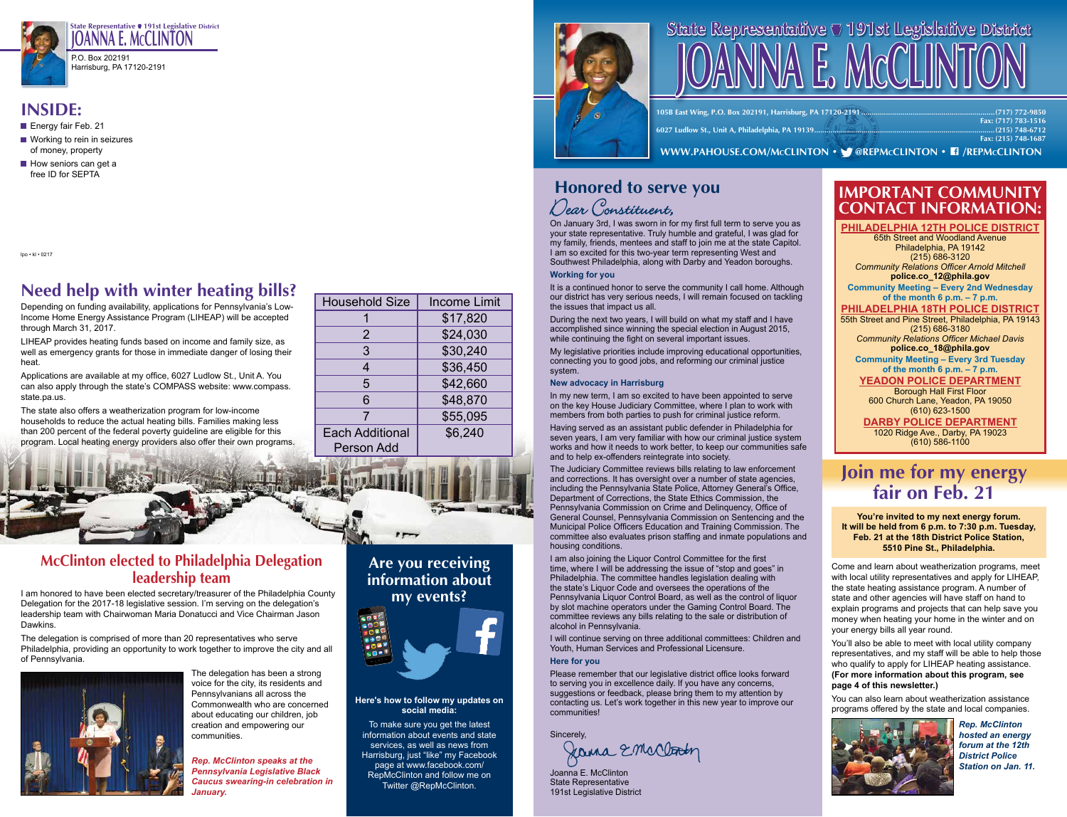State Representative • 191st Legislative District
JOANNA E. McCLINTON
P.O. Box 202191
Harrisburg, PA 17120-2191

## INSIDE:

- Energy fair Feb. 21
- Working to rein in seizures of money, property
- How seniors can get a free ID for SEPTA

lpo • kl • 0217

## Need help with winter heating bills?

Depending on funding availability, applications for Pennsylvania's Low-Income Home Energy Assistance Program (LIHEAP) will be accepted through March 31, 2017.

LIHEAP provides heating funds based on income and family size, as well as emergency grants for those in immediate danger of losing their heat.

Applications are available at my office, 6027 Ludlow St., Unit A. You can also apply through the state's COMPASS website: www.compass.state.pa.us.

The state also offers a weatherization program for low-income households to reduce the actual heating bills. Families making less than 200 percent of the federal poverty guideline are eligible for this program. Local heating energy providers also offer their own programs.

| Household Size | Income Limit |
|---|---|
| 1 | $17,820 |
| 2 | $24,030 |
| 3 | $30,240 |
| 4 | $36,450 |
| 5 | $42,660 |
| 6 | $48,870 |
| 7 | $55,095 |
| Each Additional Person Add | $6,240 |

## McClinton elected to Philadelphia Delegation leadership team

I am honored to have been elected secretary/treasurer of the Philadelphia County Delegation for the 2017-18 legislative session. I'm serving on the delegation's leadership team with Chairwoman Maria Donatucci and Vice Chairman Jason Dawkins.

The delegation is comprised of more than 20 representatives who serve Philadelphia, providing an opportunity to work together to improve the city and all of Pennsylvania.

The delegation has been a strong voice for the city, its residents and Pennsylvanians all across the Commonwealth who are concerned about educating our children, job creation and empowering our communities.

*Rep. McClinton speaks at the Pennsylvania Legislative Black Caucus swearing-in celebration in January.*

## Are you receiving information about my events?

**Here's how to follow my updates on social media:**

To make sure you get the latest information about events and state services, as well as news from Harrisburg, just "like" my Facebook page at www.facebook.com/RepMcClinton and follow me on Twitter @RepMcClinton.

# State Representative • 191st Legislative District JOANNA E. McCLINTON

105B East Wing, P.O. Box 202191, Harrisburg, PA 17120-2191 ........ (717) 772-9850
Fax: (717) 783-1516
6027 Ludlow St., Unit A, Philadelphia, PA 19139 ........ (215) 748-6712
Fax: (215) 748-1687

WWW.PAHOUSE.COM/McCLINTON • @REPMcCLINTON • /REPMcCLINTON

## Honored to serve you

*Dear Constituent,*

On January 3rd, I was sworn in for my first full term to serve you as your state representative. Truly humble and grateful, I was glad for my family, friends, mentees and staff to join me at the state Capitol. I am so excited for this two-year term representing West and Southwest Philadelphia, along with Darby and Yeadon boroughs.

### Working for you

It is a continued honor to serve the community I call home. Although our district has very serious needs, I will remain focused on tackling the issues that impact us all.

During the next two years, I will build on what my staff and I have accomplished since winning the special election in August 2015, while continuing the fight on several important issues.

My legislative priorities include improving educational opportunities, connecting you to good jobs, and reforming our criminal justice system.

### New advocacy in Harrisburg

In my new term, I am so excited to have been appointed to serve on the key House Judiciary Committee, where I plan to work with members from both parties to push for criminal justice reform.

Having served as an assistant public defender in Philadelphia for seven years, I am very familiar with how our criminal justice system works and how it needs to work better, to keep our communities safe and to help ex-offenders reintegrate into society.

The Judiciary Committee reviews bills relating to law enforcement and corrections. It has oversight over a number of state agencies, including the Pennsylvania State Police, Attorney General's Office, Department of Corrections, the State Ethics Commission, the Pennsylvania Commission on Crime and Delinquency, Office of General Counsel, Pennsylvania Commission on Sentencing and the Municipal Police Officers Education and Training Commission. The committee also evaluates prison staffing and inmate populations and housing conditions.

I am also joining the Liquor Control Committee for the first time, where I will be addressing the issue of "stop and goes" in Philadelphia. The committee handles legislation dealing with the state's Liquor Code and oversees the operations of the Pennsylvania Liquor Control Board, as well as the control of liquor by slot machine operators under the Gaming Control Board. The committee reviews any bills relating to the sale or distribution of alcohol in Pennsylvania.

I will continue serving on three additional committees: Children and Youth, Human Services and Professional Licensure.

### Here for you

Please remember that our legislative district office looks forward to serving you in excellence daily. If you have any concerns, suggestions or feedback, please bring them to my attention by contacting us. Let's work together in this new year to improve our communities!

Sincerely,

Joanna E. McClinton
State Representative
191st Legislative District

## IMPORTANT COMMUNITY CONTACT INFORMATION:

**PHILADELPHIA 12TH POLICE DISTRICT**
65th Street and Woodland Avenue
Philadelphia, PA 19142
(215) 686-3120
*Community Relations Officer Arnold Mitchell*
**police.co_12@phila.gov**
**Community Meeting – Every 2nd Wednesday of the month 6 p.m. – 7 p.m.**

**PHILADELPHIA 18TH POLICE DISTRICT**
55th Street and Pine Street, Philadelphia, PA 19143
(215) 686-3180
*Community Relations Officer Michael Davis*
**police.co_18@phila.gov**
**Community Meeting – Every 3rd Tuesday of the month 6 p.m. – 7 p.m.**

**YEADON POLICE DEPARTMENT**
Borough Hall First Floor
600 Church Lane, Yeadon, PA 19050
(610) 623-1500

**DARBY POLICE DEPARTMENT**
1020 Ridge Ave., Darby, PA 19023
(610) 586-1100

## Join me for my energy fair on Feb. 21

**You're invited to my next energy forum. It will be held from 6 p.m. to 7:30 p.m. Tuesday, Feb. 21 at the 18th District Police Station, 5510 Pine St., Philadelphia.**

Come and learn about weatherization programs, meet with local utility representatives and apply for LIHEAP, the state heating assistance program. A number of state and other agencies will have staff on hand to explain programs and projects that can help save you money when heating your home in the winter and on your energy bills all year round.

You'll also be able to meet with local utility company representatives, and my staff will be able to help those who qualify to apply for LIHEAP heating assistance. **(For more information about this program, see page 4 of this newsletter.)**

You can also learn about weatherization assistance programs offered by the state and local companies.

*Rep. McClinton hosted an energy forum at the 12th District Police Station on Jan. 11.*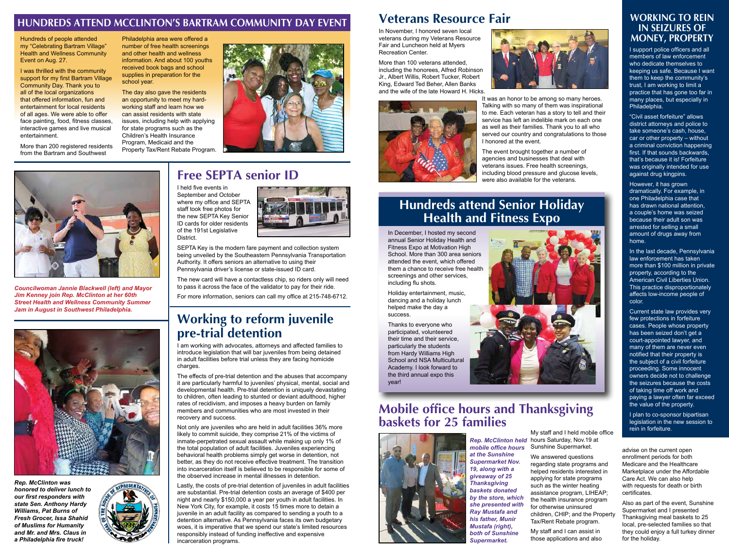## HUNDREDS ATTEND MCCLINTON'S BARTRAM COMMUNITY DAY EVENT

Hundreds of people attended my "Celebrating Bartram Village" Health and Wellness Community Event on Aug. 27.

I was thrilled with the community support for my first Bartram Village Community Day. Thank you to all of the local organizations that offered information, fun and entertainment for local residents of all ages. We were able to offer face painting, food, fitness classes, interactive games and live musical entertainment.

More than 200 registered residents from the Bartram and Southwest Philadelphia area were offered a number of free health screenings and other health and wellness information. And about 100 youths received book bags and school supplies in preparation for the school year.

The day also gave the residents an opportunity to meet my hard-working staff and learn how we can assist residents with state issues, including help with applying for state programs such as the Children's Health Insurance Program, Medicaid and the Property Tax/Rent Rebate Program.

*Councilwoman Jannie Blackwell (left) and Mayor Jim Kenney join Rep. McClinton at her 60th Street Health and Wellness Community Summer Jam in August in Southwest Philadelphia.*

*Rep. McClinton was honored to deliver lunch to our first responders with state Sen. Anthony Hardy Williams, Pat Burns of Fresh Grocer, Issa Shahid of Muslims for Humanity and Mr. and Mrs. Claus in a Philadelphia fire truck!*

## Free SEPTA senior ID

I held five events in September and October where my office and SEPTA staff took free photos for the new SEPTA Key Senior ID cards for older residents of the 191st Legislative District.

SEPTA Key is the modern fare payment and collection system being unveiled by the Southeastern Pennsylvania Transportation Authority. It offers seniors an alternative to using their Pennsylvania driver's license or state-issued ID card.

The new card will have a contactless chip, so riders only will need to pass it across the face of the validator to pay for their ride.

For more information, seniors can call my office at 215-748-6712.

## Working to reform juvenile pre-trial detention

I am working with advocates, attorneys and affected families to introduce legislation that will bar juveniles from being detained in adult facilities before trial unless they are facing homicide charges.

The effects of pre-trial detention and the abuses that accompany it are particularly harmful to juveniles' physical, mental, social and developmental health. Pre-trial detention is uniquely devastating to children, often leading to stunted or deviant adulthood, higher rates of recidivism, and imposes a heavy burden on family members and communities who are most invested in their recovery and success.

Not only are juveniles who are held in adult facilities 36% more likely to commit suicide, they comprise 21% of the victims of inmate-perpetrated sexual assault while making up only 1% of the total population of adult facilities. Juveniles experiencing behavioral health problems simply get worse in detention, not better, as they do not receive effective treatment. The transition into incarceration itself is believed to be responsible for some of the observed increase in mental illnesses in detention.

Lastly, the costs of pre-trial detention of juveniles in adult facilities are substantial. Pre-trial detention costs an average of $400 per night and nearly $150,000 a year per youth in adult facilities. In New York City, for example, it costs 15 times more to detain a juvenile in an adult facility as compared to sending a youth to a detention alternative. As Pennsylvania faces its own budgetary woes, it is imperative that we spend our state's limited resources responsibly instead of funding ineffective and expensive incarceration programs.

## Veterans Resource Fair

In November, I honored seven local veterans during my Veterans Resource Fair and Luncheon held at Myers Recreation Center.

More than 100 veterans attended, including the honorees, Alfred Robinson Jr., Albert Willis, Robert Tucker, Robert King, Edward Ted Beher, Allen Banks and the wife of the late Howard H. Hicks.

It was an honor to be among so many heroes. Talking with so many of them was inspirational to me. Each veteran has a story to tell and their service has left an indelible mark on each one as well as their families. Thank you to all who served our country and congratulations to those I honored at the event.

The event brought together a number of agencies and businesses that deal with veterans issues. Free health screenings, including blood pressure and glucose levels, were also available for the veterans.

## Hundreds attend Senior Holiday Health and Fitness Expo

In December, I hosted my second annual Senior Holiday Health and Fitness Expo at Motivation High School. More than 300 area seniors attended the event, which offered them a chance to receive free health screenings and other services, including flu shots.

Holiday entertainment, music, dancing and a holiday lunch helped make the day a success.

Thanks to everyone who participated, volunteered their time and their service, particularly the students from Hardy Williams High School and NSA Multicultural Academy. I look forward to the third annual expo this year!

## Mobile office hours and Thanksgiving baskets for 25 families

*Rep. McClinton held mobile office hours at the Sunshine Supermarket Nov. 19, along with a giveaway of 25 Thanksgiving baskets donated by the store, which she presented with Ray Mustafa and his father, Munir Mustafa (right), both of Sunshine Supermarket.*

My staff and I held mobile office hours Saturday, Nov.19 at Sunshine Supermarket.

We answered questions regarding state programs and helped residents interested in applying for state programs such as the winter heating assistance program, LIHEAP; the health insurance program for otherwise uninsured children, CHIP; and the Property Tax/Rent Rebate program.

My staff and I can assist in those applications and also advise on the current open enrollment periods for both Medicare and the Healthcare Marketplace under the Affordable Care Act. We can also help with requests for death or birth certificates.

Also as part of the event, Sunshine Supermarket and I presented Thanksgiving meal baskets to 25 local, pre-selected families so that they could enjoy a full turkey dinner for the holiday.

## WORKING TO REIN IN SEIZURES OF MONEY, PROPERTY

I support police officers and all members of law enforcement who dedicate themselves to keeping us safe. Because I want them to keep the community's trust, I am working to limit a practice that has gone too far in many places, but especially in Philadelphia.

"Civil asset forfeiture" allows district attorneys and police to take someone's cash, house, car or other property – without a criminal conviction happening first. If that sounds backwards, that's because it is! Forfeiture was originally intended for use against drug kingpins.

However, it has grown dramatically. For example, in one Philadelphia case that has drawn national attention, a couple's home was seized because their adult son was arrested for selling a small amount of drugs away from home.

In the last decade, Pennsylvania law enforcement has taken more than $100 million in private property, according to the American Civil Liberties Union. This practice disproportionately affects low-income people of color.

Current state law provides very few protections in forfeiture cases. People whose property has been seized don't get a court-appointed lawyer, and many of them are never even notified that their property is the subject of a civil forfeiture proceeding. Some innocent owners decide not to challenge the seizures because the costs of taking time off work and paying a lawyer often far exceed the value of the property.

I plan to co-sponsor bipartisan legislation in the new session to rein in forfeiture.